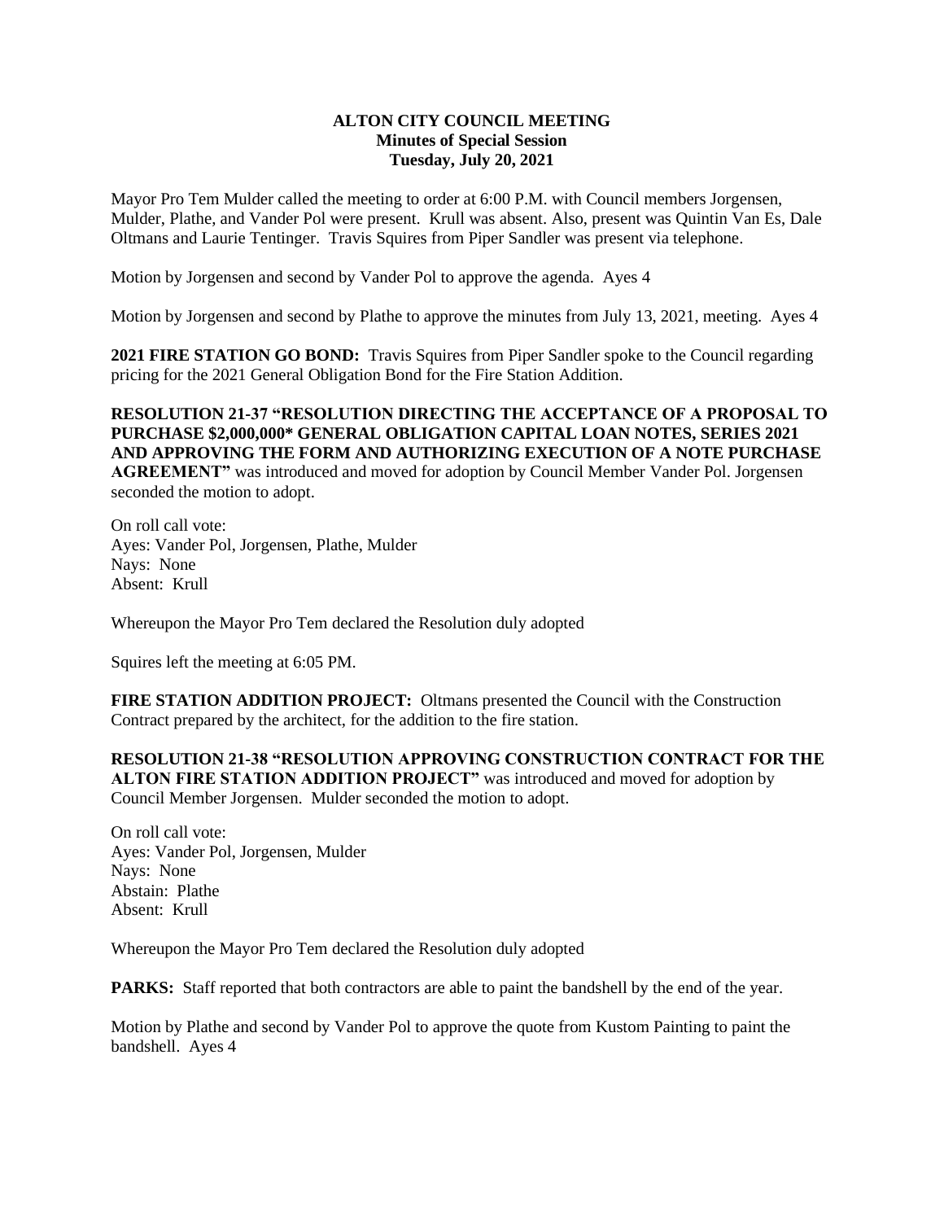# ALTON CITY COUNCIL MEETING
## Minutes of Special Session
### Tuesday, July 20, 2021

Mayor Pro Tem Mulder called the meeting to order at 6:00 P.M. with Council members Jorgensen, Mulder, Plathe, and Vander Pol were present. Krull was absent. Also, present was Quintin Van Es, Dale Oltmans and Laurie Tentinger. Travis Squires from Piper Sandler was present via telephone.

Motion by Jorgensen and second by Vander Pol to approve the agenda. Ayes 4

Motion by Jorgensen and second by Plathe to approve the minutes from July 13, 2021, meeting. Ayes 4

**2021 FIRE STATION GO BOND:** Travis Squires from Piper Sandler spoke to the Council regarding pricing for the 2021 General Obligation Bond for the Fire Station Addition.

**RESOLUTION 21-37 "RESOLUTION DIRECTING THE ACCEPTANCE OF A PROPOSAL TO PURCHASE $2,000,000* GENERAL OBLIGATION CAPITAL LOAN NOTES, SERIES 2021 AND APPROVING THE FORM AND AUTHORIZING EXECUTION OF A NOTE PURCHASE AGREEMENT"** was introduced and moved for adoption by Council Member Vander Pol. Jorgensen seconded the motion to adopt.

On roll call vote:
Ayes: Vander Pol, Jorgensen, Plathe, Mulder
Nays: None
Absent: Krull

Whereupon the Mayor Pro Tem declared the Resolution duly adopted

Squires left the meeting at 6:05 PM.

**FIRE STATION ADDITION PROJECT:** Oltmans presented the Council with the Construction Contract prepared by the architect, for the addition to the fire station.

**RESOLUTION 21-38 "RESOLUTION APPROVING CONSTRUCTION CONTRACT FOR THE ALTON FIRE STATION ADDITION PROJECT"** was introduced and moved for adoption by Council Member Jorgensen. Mulder seconded the motion to adopt.

On roll call vote:
Ayes: Vander Pol, Jorgensen, Mulder
Nays: None
Abstain: Plathe
Absent: Krull

Whereupon the Mayor Pro Tem declared the Resolution duly adopted

**PARKS:** Staff reported that both contractors are able to paint the bandshell by the end of the year.

Motion by Plathe and second by Vander Pol to approve the quote from Kustom Painting to paint the bandshell. Ayes 4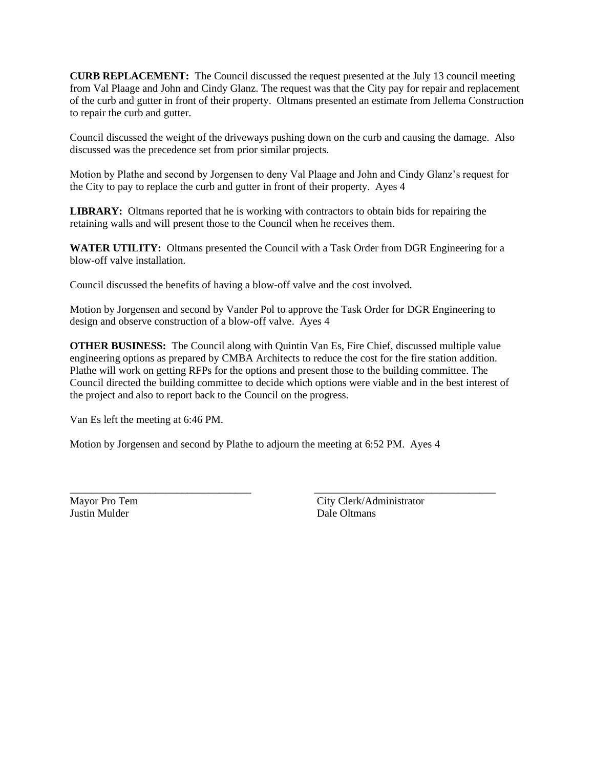**CURB REPLACEMENT:** The Council discussed the request presented at the July 13 council meeting from Val Plaage and John and Cindy Glanz. The request was that the City pay for repair and replacement of the curb and gutter in front of their property. Oltmans presented an estimate from Jellema Construction to repair the curb and gutter.

Council discussed the weight of the driveways pushing down on the curb and causing the damage. Also discussed was the precedence set from prior similar projects.

Motion by Plathe and second by Jorgensen to deny Val Plaage and John and Cindy Glanz's request for the City to pay to replace the curb and gutter in front of their property. Ayes 4

**LIBRARY:** Oltmans reported that he is working with contractors to obtain bids for repairing the retaining walls and will present those to the Council when he receives them.

**WATER UTILITY:** Oltmans presented the Council with a Task Order from DGR Engineering for a blow-off valve installation.

Council discussed the benefits of having a blow-off valve and the cost involved.

Motion by Jorgensen and second by Vander Pol to approve the Task Order for DGR Engineering to design and observe construction of a blow-off valve. Ayes 4

**OTHER BUSINESS:** The Council along with Quintin Van Es, Fire Chief, discussed multiple value engineering options as prepared by CMBA Architects to reduce the cost for the fire station addition. Plathe will work on getting RFPs for the options and present those to the building committee. The Council directed the building committee to decide which options were viable and in the best interest of the project and also to report back to the Council on the progress.

Van Es left the meeting at 6:46 PM.

Motion by Jorgensen and second by Plathe to adjourn the meeting at 6:52 PM. Ayes 4

| | |
|---|---|
| ______________________________ | ______________________________ |
| Mayor Pro Tem | City Clerk/Administrator |
| Justin Mulder | Dale Oltmans |